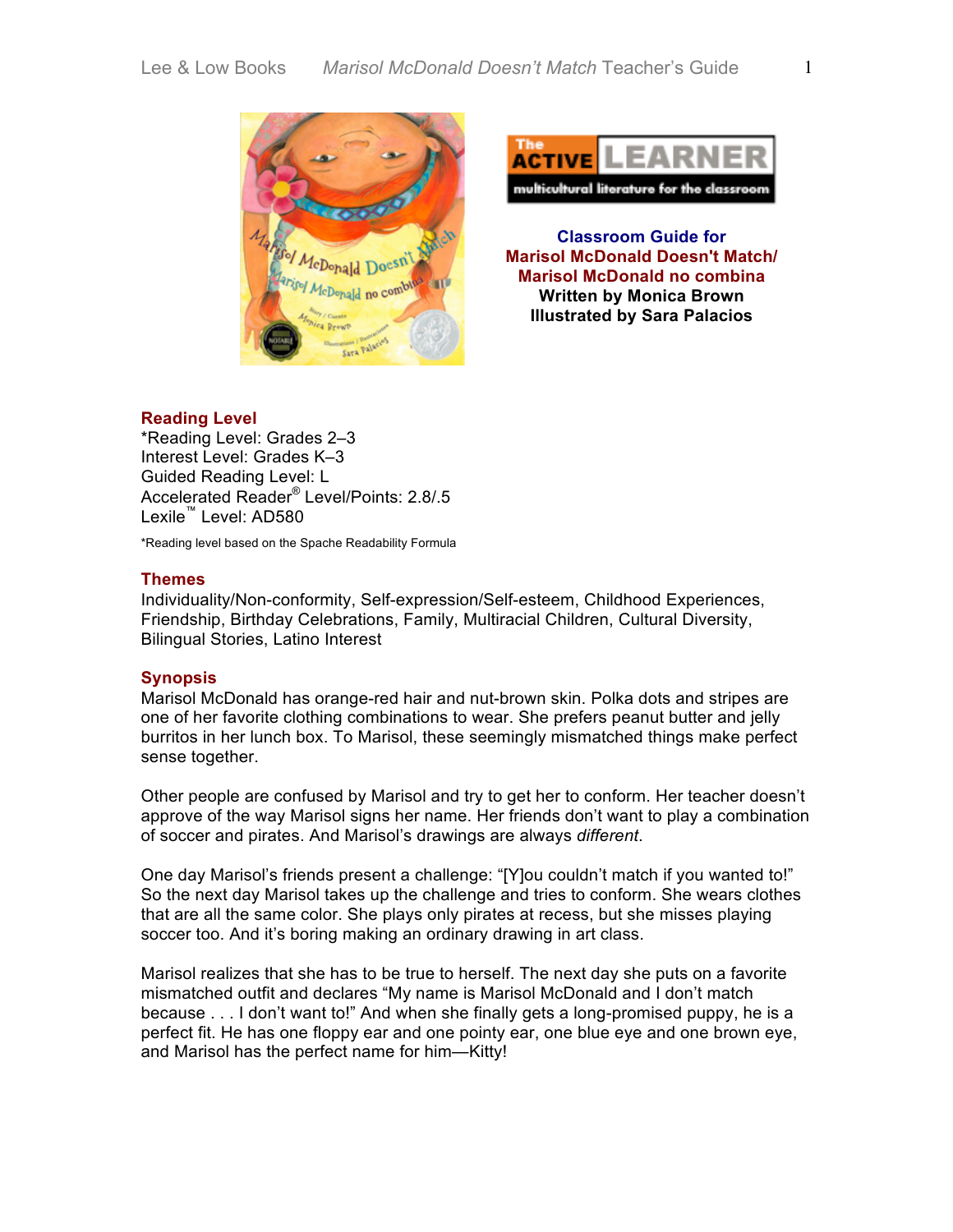**Classroom Guide for**
**Marisol McDonald Doesn't Match/**
**Marisol McDonald no combina**
**Written by Monica Brown**
**Illustrated by Sara Palacios**

## Reading Level

*Reading Level: Grades 2–3
Interest Level: Grades K–3
Guided Reading Level: L
Accelerated Reader® Level/Points: 2.8/.5
Lexile™ Level: AD580

*Reading level based on the Spache Readability Formula

## Themes

Individuality/Non-conformity, Self-expression/Self-esteem, Childhood Experiences, Friendship, Birthday Celebrations, Family, Multiracial Children, Cultural Diversity, Bilingual Stories, Latino Interest

## Synopsis

Marisol McDonald has orange-red hair and nut-brown skin. Polka dots and stripes are one of her favorite clothing combinations to wear. She prefers peanut butter and jelly burritos in her lunch box. To Marisol, these seemingly mismatched things make perfect sense together.

Other people are confused by Marisol and try to get her to conform. Her teacher doesn't approve of the way Marisol signs her name. Her friends don't want to play a combination of soccer and pirates. And Marisol's drawings are always *different*.

One day Marisol's friends present a challenge: "[Y]ou couldn't match if you wanted to!" So the next day Marisol takes up the challenge and tries to conform. She wears clothes that are all the same color. She plays only pirates at recess, but she misses playing soccer too. And it's boring making an ordinary drawing in art class.

Marisol realizes that she has to be true to herself. The next day she puts on a favorite mismatched outfit and declares "My name is Marisol McDonald and I don't match because . . . I don't want to!" And when she finally gets a long-promised puppy, he is a perfect fit. He has one floppy ear and one pointy ear, one blue eye and one brown eye, and Marisol has the perfect name for him—Kitty!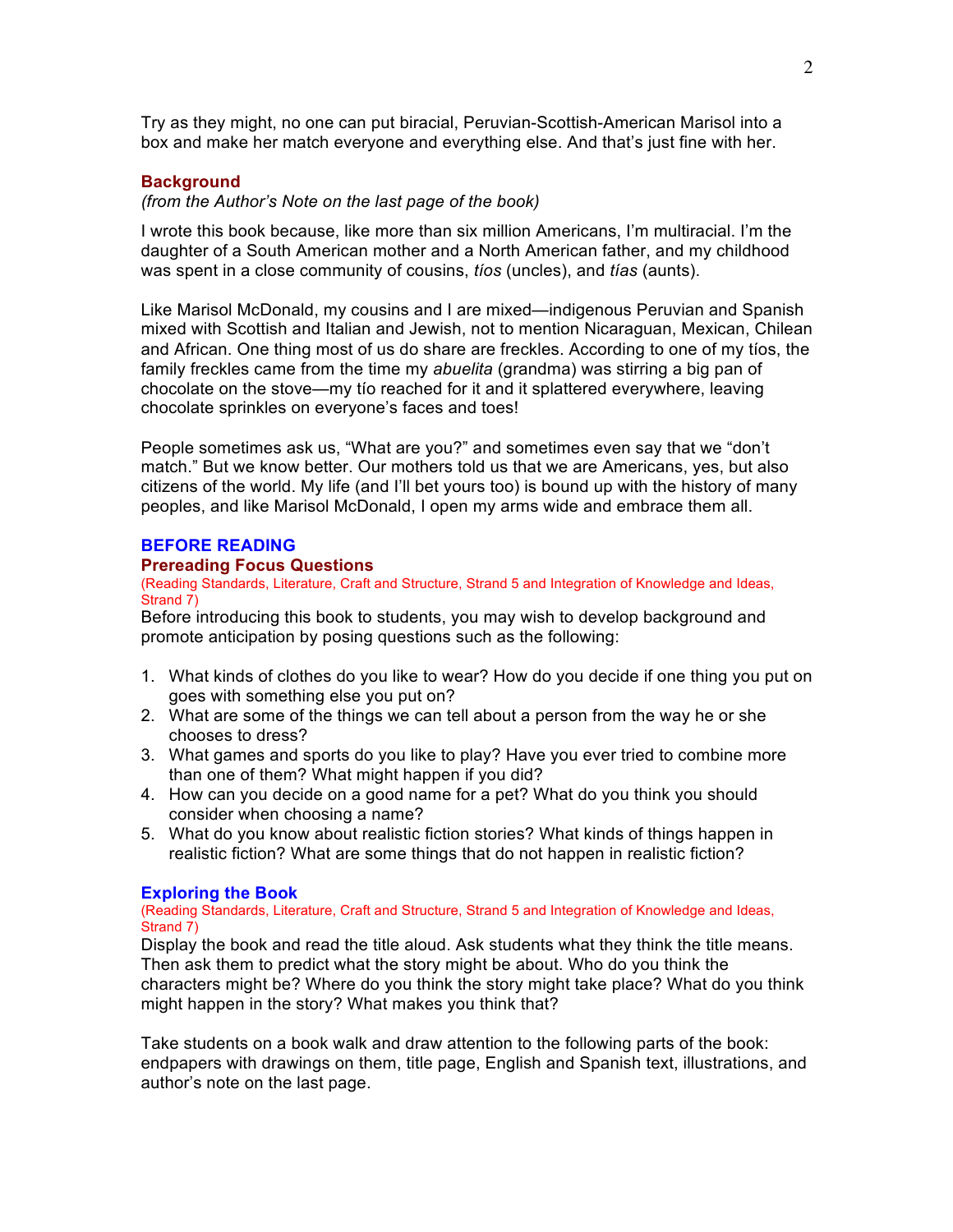Try as they might, no one can put biracial, Peruvian-Scottish-American Marisol into a box and make her match everyone and everything else. And that's just fine with her.

### Background

*(from the Author's Note on the last page of the book)*

I wrote this book because, like more than six million Americans, I'm multiracial. I'm the daughter of a South American mother and a North American father, and my childhood was spent in a close community of cousins, *tíos* (uncles), and *tías* (aunts).

Like Marisol McDonald, my cousins and I are mixed—indigenous Peruvian and Spanish mixed with Scottish and Italian and Jewish, not to mention Nicaraguan, Mexican, Chilean and African. One thing most of us do share are freckles. According to one of my tíos, the family freckles came from the time my *abuelita* (grandma) was stirring a big pan of chocolate on the stove—my tío reached for it and it splattered everywhere, leaving chocolate sprinkles on everyone's faces and toes!

People sometimes ask us, "What are you?" and sometimes even say that we "don't match." But we know better. Our mothers told us that we are Americans, yes, but also citizens of the world. My life (and I'll bet yours too) is bound up with the history of many peoples, and like Marisol McDonald, I open my arms wide and embrace them all.

## BEFORE READING

### Prereading Focus Questions

(Reading Standards, Literature, Craft and Structure, Strand 5 and Integration of Knowledge and Ideas, Strand 7)

Before introducing this book to students, you may wish to develop background and promote anticipation by posing questions such as the following:

1. What kinds of clothes do you like to wear? How do you decide if one thing you put on goes with something else you put on?
2. What are some of the things we can tell about a person from the way he or she chooses to dress?
3. What games and sports do you like to play? Have you ever tried to combine more than one of them? What might happen if you did?
4. How can you decide on a good name for a pet? What do you think you should consider when choosing a name?
5. What do you know about realistic fiction stories? What kinds of things happen in realistic fiction? What are some things that do not happen in realistic fiction?

### Exploring the Book

(Reading Standards, Literature, Craft and Structure, Strand 5 and Integration of Knowledge and Ideas, Strand 7)

Display the book and read the title aloud. Ask students what they think the title means. Then ask them to predict what the story might be about. Who do you think the characters might be? Where do you think the story might take place? What do you think might happen in the story? What makes you think that?

Take students on a book walk and draw attention to the following parts of the book: endpapers with drawings on them, title page, English and Spanish text, illustrations, and author's note on the last page.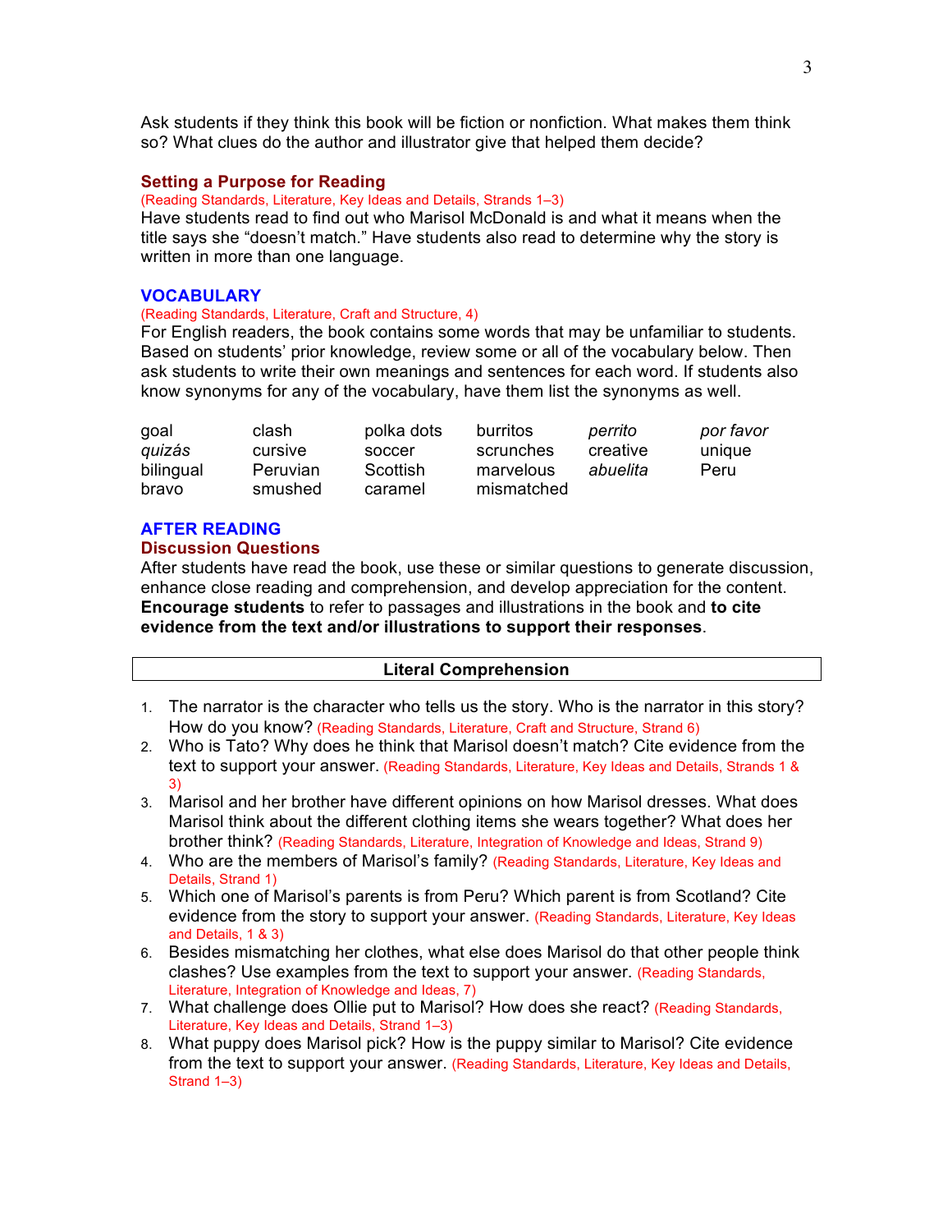Ask students if they think this book will be fiction or nonfiction. What makes them think so? What clues do the author and illustrator give that helped them decide?

### Setting a Purpose for Reading

(Reading Standards, Literature, Key Ideas and Details, Strands 1–3)

Have students read to find out who Marisol McDonald is and what it means when the title says she "doesn't match." Have students also read to determine why the story is written in more than one language.

## VOCABULARY

(Reading Standards, Literature, Craft and Structure, 4)

For English readers, the book contains some words that may be unfamiliar to students. Based on students' prior knowledge, review some or all of the vocabulary below. Then ask students to write their own meanings and sentences for each word. If students also know synonyms for any of the vocabulary, have them list the synonyms as well.

| | | | | | |
|---|---|---|---|---|---|
| goal | clash | polka dots | burritos | *perrito* | *por favor* |
| *quizás* | cursive | soccer | scrunches | creative | unique |
| bilingual | Peruvian | Scottish | marvelous | *abuelita* | Peru |
| bravo | smushed | caramel | mismatched | | |

## AFTER READING

### Discussion Questions

After students have read the book, use these or similar questions to generate discussion, enhance close reading and comprehension, and develop appreciation for the content. **Encourage students** to refer to passages and illustrations in the book and **to cite evidence from the text and/or illustrations to support their responses**.

**Literal Comprehension**

1. The narrator is the character who tells us the story. Who is the narrator in this story? How do you know? (Reading Standards, Literature, Craft and Structure, Strand 6)
2. Who is Tato? Why does he think that Marisol doesn't match? Cite evidence from the text to support your answer. (Reading Standards, Literature, Key Ideas and Details, Strands 1 & 3)
3. Marisol and her brother have different opinions on how Marisol dresses. What does Marisol think about the different clothing items she wears together? What does her brother think? (Reading Standards, Literature, Integration of Knowledge and Ideas, Strand 9)
4. Who are the members of Marisol's family? (Reading Standards, Literature, Key Ideas and Details, Strand 1)
5. Which one of Marisol's parents is from Peru? Which parent is from Scotland? Cite evidence from the story to support your answer. (Reading Standards, Literature, Key Ideas and Details, 1 & 3)
6. Besides mismatching her clothes, what else does Marisol do that other people think clashes? Use examples from the text to support your answer. (Reading Standards, Literature, Integration of Knowledge and Ideas, 7)
7. What challenge does Ollie put to Marisol? How does she react? (Reading Standards, Literature, Key Ideas and Details, Strand 1–3)
8. What puppy does Marisol pick? How is the puppy similar to Marisol? Cite evidence from the text to support your answer. (Reading Standards, Literature, Key Ideas and Details, Strand 1–3)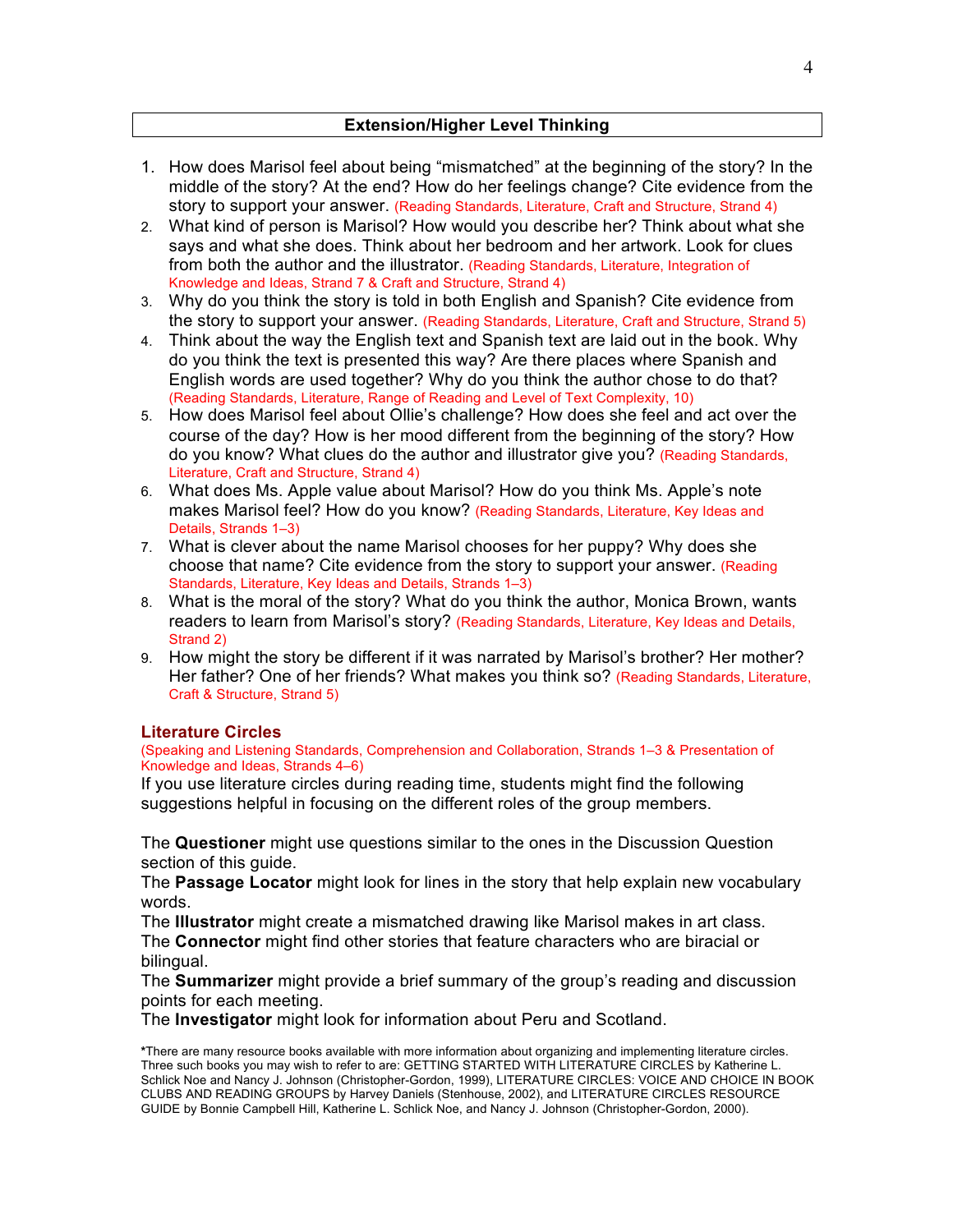## Extension/Higher Level Thinking

1. How does Marisol feel about being "mismatched" at the beginning of the story? In the middle of the story? At the end? How do her feelings change? Cite evidence from the story to support your answer. (Reading Standards, Literature, Craft and Structure, Strand 4)
2. What kind of person is Marisol? How would you describe her? Think about what she says and what she does. Think about her bedroom and her artwork. Look for clues from both the author and the illustrator. (Reading Standards, Literature, Integration of Knowledge and Ideas, Strand 7 & Craft and Structure, Strand 4)
3. Why do you think the story is told in both English and Spanish? Cite evidence from the story to support your answer. (Reading Standards, Literature, Craft and Structure, Strand 5)
4. Think about the way the English text and Spanish text are laid out in the book. Why do you think the text is presented this way? Are there places where Spanish and English words are used together? Why do you think the author chose to do that? (Reading Standards, Literature, Range of Reading and Level of Text Complexity, 10)
5. How does Marisol feel about Ollie's challenge? How does she feel and act over the course of the day? How is her mood different from the beginning of the story? How do you know? What clues do the author and illustrator give you? (Reading Standards, Literature, Craft and Structure, Strand 4)
6. What does Ms. Apple value about Marisol? How do you think Ms. Apple's note makes Marisol feel? How do you know? (Reading Standards, Literature, Key Ideas and Details, Strands 1–3)
7. What is clever about the name Marisol chooses for her puppy? Why does she choose that name? Cite evidence from the story to support your answer. (Reading Standards, Literature, Key Ideas and Details, Strands 1–3)
8. What is the moral of the story? What do you think the author, Monica Brown, wants readers to learn from Marisol's story? (Reading Standards, Literature, Key Ideas and Details, Strand 2)
9. How might the story be different if it was narrated by Marisol's brother? Her mother? Her father? One of her friends? What makes you think so? (Reading Standards, Literature, Craft & Structure, Strand 5)

### Literature Circles

(Speaking and Listening Standards, Comprehension and Collaboration, Strands 1–3 & Presentation of Knowledge and Ideas, Strands 4–6)

If you use literature circles during reading time, students might find the following suggestions helpful in focusing on the different roles of the group members.

The **Questioner** might use questions similar to the ones in the Discussion Question section of this guide.
The **Passage Locator** might look for lines in the story that help explain new vocabulary words.
The **Illustrator** might create a mismatched drawing like Marisol makes in art class.
The **Connector** might find other stories that feature characters who are biracial or bilingual.
The **Summarizer** might provide a brief summary of the group's reading and discussion points for each meeting.
The **Investigator** might look for information about Peru and Scotland.

*There are many resource books available with more information about organizing and implementing literature circles. Three such books you may wish to refer to are: GETTING STARTED WITH LITERATURE CIRCLES by Katherine L. Schlick Noe and Nancy J. Johnson (Christopher-Gordon, 1999), LITERATURE CIRCLES: VOICE AND CHOICE IN BOOK CLUBS AND READING GROUPS by Harvey Daniels (Stenhouse, 2002), and LITERATURE CIRCLES RESOURCE GUIDE by Bonnie Campbell Hill, Katherine L. Schlick Noe, and Nancy J. Johnson (Christopher-Gordon, 2000).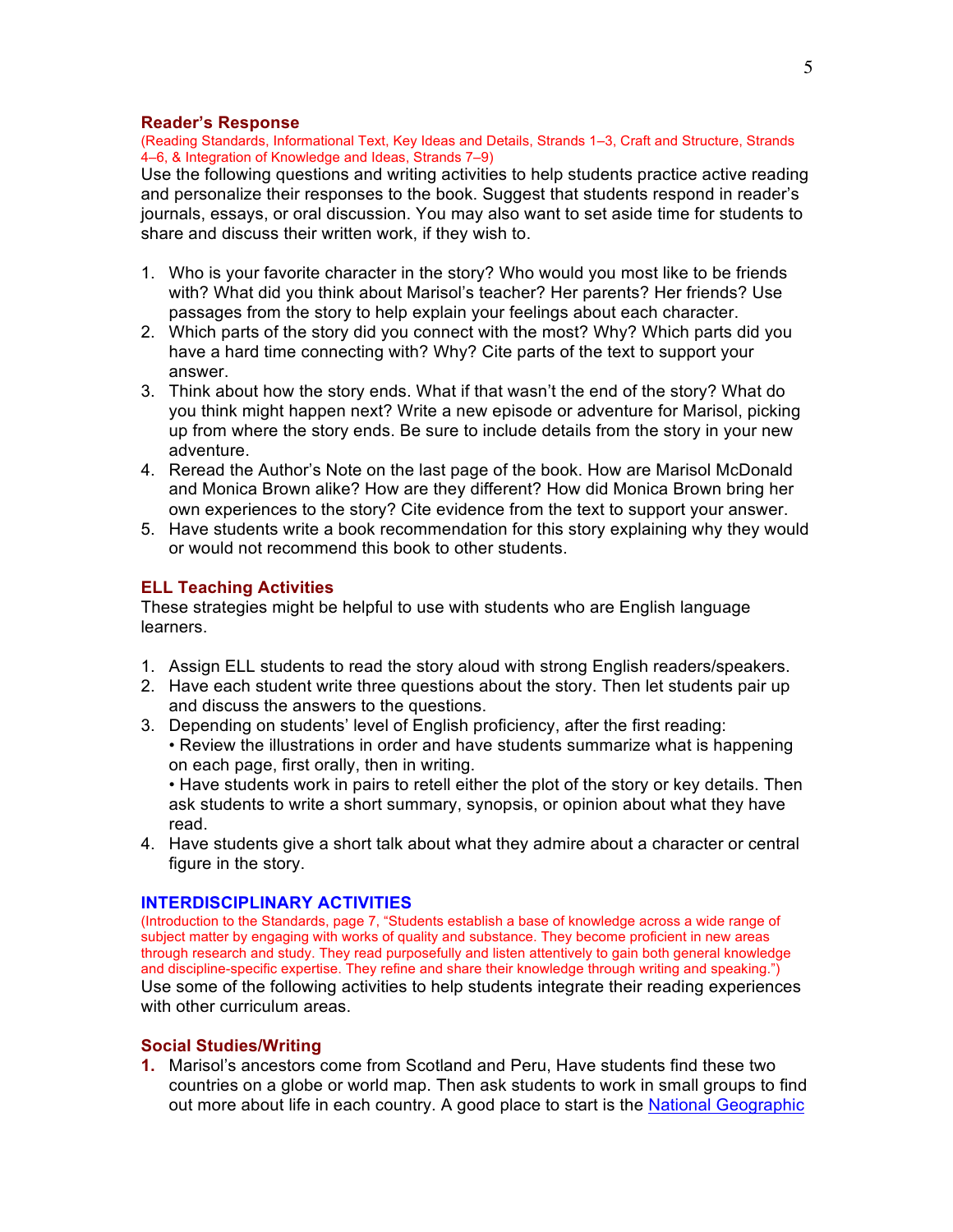### Reader's Response

(Reading Standards, Informational Text, Key Ideas and Details, Strands 1–3, Craft and Structure, Strands 4–6, & Integration of Knowledge and Ideas, Strands 7–9)

Use the following questions and writing activities to help students practice active reading and personalize their responses to the book. Suggest that students respond in reader's journals, essays, or oral discussion. You may also want to set aside time for students to share and discuss their written work, if they wish to.

1. Who is your favorite character in the story? Who would you most like to be friends with? What did you think about Marisol's teacher? Her parents? Her friends? Use passages from the story to help explain your feelings about each character.
2. Which parts of the story did you connect with the most? Why? Which parts did you have a hard time connecting with? Why? Cite parts of the text to support your answer.
3. Think about how the story ends. What if that wasn't the end of the story? What do you think might happen next? Write a new episode or adventure for Marisol, picking up from where the story ends. Be sure to include details from the story in your new adventure.
4. Reread the Author's Note on the last page of the book. How are Marisol McDonald and Monica Brown alike? How are they different? How did Monica Brown bring her own experiences to the story? Cite evidence from the text to support your answer.
5. Have students write a book recommendation for this story explaining why they would or would not recommend this book to other students.

### ELL Teaching Activities

These strategies might be helpful to use with students who are English language learners.

1. Assign ELL students to read the story aloud with strong English readers/speakers.
2. Have each student write three questions about the story. Then let students pair up and discuss the answers to the questions.
3. Depending on students' level of English proficiency, after the first reading:
   • Review the illustrations in order and have students summarize what is happening on each page, first orally, then in writing.
   • Have students work in pairs to retell either the plot of the story or key details. Then ask students to write a short summary, synopsis, or opinion about what they have read.
4. Have students give a short talk about what they admire about a character or central figure in the story.

## INTERDISCIPLINARY ACTIVITIES

(Introduction to the Standards, page 7, "Students establish a base of knowledge across a wide range of subject matter by engaging with works of quality and substance. They become proficient in new areas through research and study. They read purposefully and listen attentively to gain both general knowledge and discipline-specific expertise. They refine and share their knowledge through writing and speaking.")

Use some of the following activities to help students integrate their reading experiences with other curriculum areas.

### Social Studies/Writing

1. Marisol's ancestors come from Scotland and Peru, Have students find these two countries on a globe or world map. Then ask students to work in small groups to find out more about life in each country. A good place to start is the National Geographic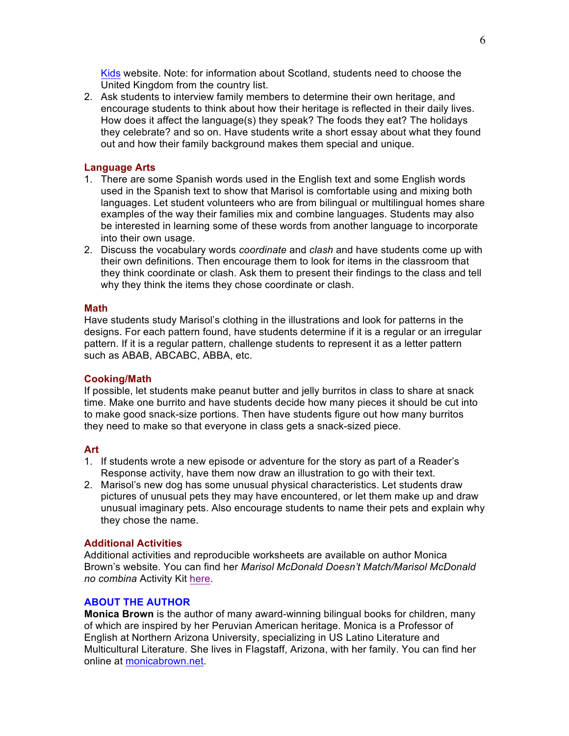Kids website. Note: for information about Scotland, students need to choose the United Kingdom from the country list.

2. Ask students to interview family members to determine their own heritage, and encourage students to think about how their heritage is reflected in their daily lives. How does it affect the language(s) they speak? The foods they eat? The holidays they celebrate? and so on. Have students write a short essay about what they found out and how their family background makes them special and unique.

### Language Arts

1. There are some Spanish words used in the English text and some English words used in the Spanish text to show that Marisol is comfortable using and mixing both languages. Let student volunteers who are from bilingual or multilingual homes share examples of the way their families mix and combine languages. Students may also be interested in learning some of these words from another language to incorporate into their own usage.
2. Discuss the vocabulary words *coordinate* and *clash* and have students come up with their own definitions. Then encourage them to look for items in the classroom that they think coordinate or clash. Ask them to present their findings to the class and tell why they think the items they chose coordinate or clash.

### Math

Have students study Marisol's clothing in the illustrations and look for patterns in the designs. For each pattern found, have students determine if it is a regular or an irregular pattern. If it is a regular pattern, challenge students to represent it as a letter pattern such as ABAB, ABCABC, ABBA, etc.

### Cooking/Math

If possible, let students make peanut butter and jelly burritos in class to share at snack time. Make one burrito and have students decide how many pieces it should be cut into to make good snack-size portions. Then have students figure out how many burritos they need to make so that everyone in class gets a snack-sized piece.

### Art

1. If students wrote a new episode or adventure for the story as part of a Reader's Response activity, have them now draw an illustration to go with their text.
2. Marisol's new dog has some unusual physical characteristics. Let students draw pictures of unusual pets they may have encountered, or let them make up and draw unusual imaginary pets. Also encourage students to name their pets and explain why they chose the name.

### Additional Activities

Additional activities and reproducible worksheets are available on author Monica Brown's website. You can find her *Marisol McDonald Doesn't Match/Marisol McDonald no combina* Activity Kit here.

## ABOUT THE AUTHOR

**Monica Brown** is the author of many award-winning bilingual books for children, many of which are inspired by her Peruvian American heritage. Monica is a Professor of English at Northern Arizona University, specializing in US Latino Literature and Multicultural Literature. She lives in Flagstaff, Arizona, with her family. You can find her online at monicabrown.net.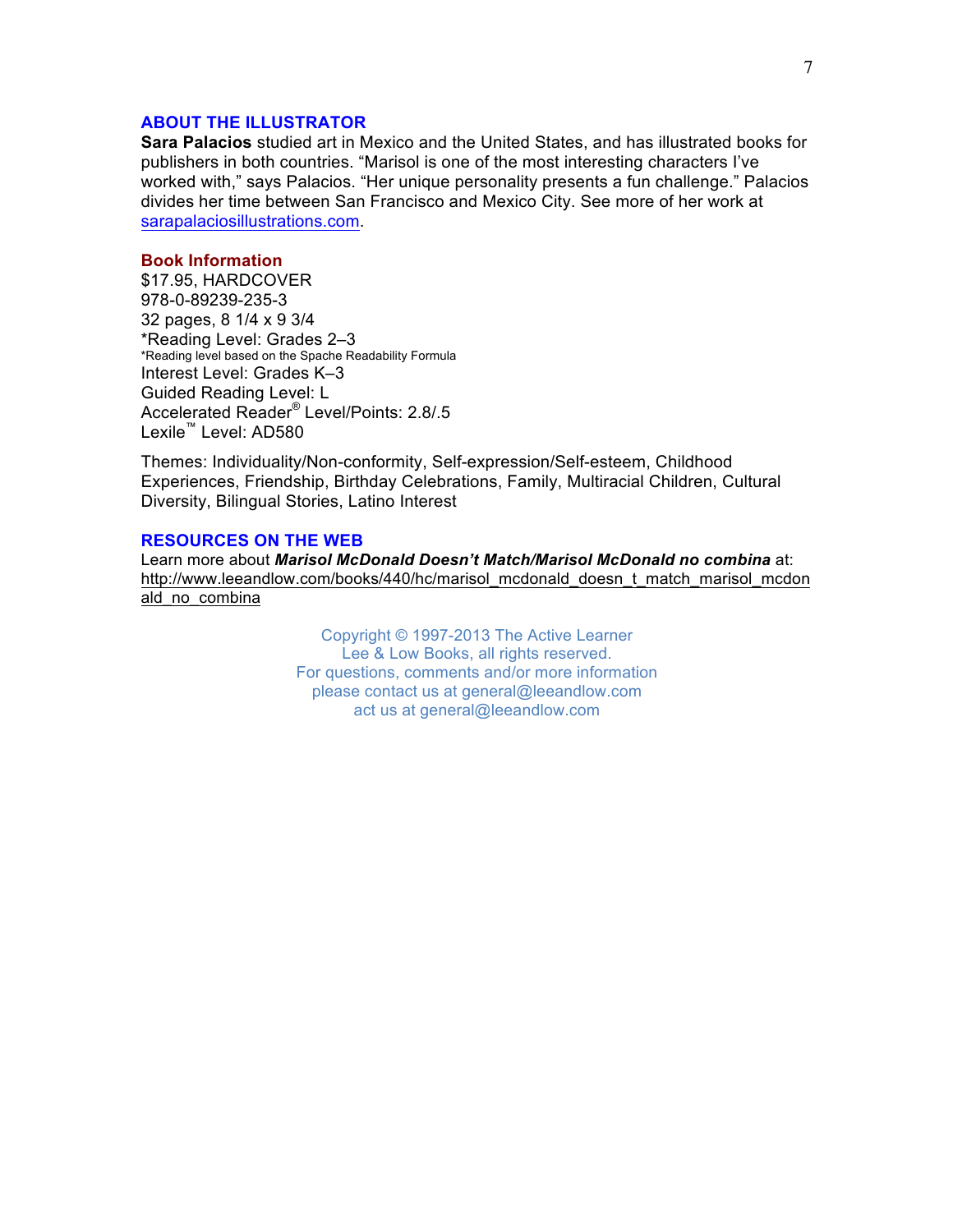## ABOUT THE ILLUSTRATOR

**Sara Palacios** studied art in Mexico and the United States, and has illustrated books for publishers in both countries. "Marisol is one of the most interesting characters I've worked with," says Palacios. "Her unique personality presents a fun challenge." Palacios divides her time between San Francisco and Mexico City. See more of her work at sarapalaciosillustrations.com.

### Book Information

$17.95, HARDCOVER
978-0-89239-235-3
32 pages, 8 1/4 x 9 3/4
*Reading Level: Grades 2–3
*Reading level based on the Spache Readability Formula
Interest Level: Grades K–3
Guided Reading Level: L
Accelerated Reader® Level/Points: 2.8/.5
Lexile™ Level: AD580

Themes: Individuality/Non-conformity, Self-expression/Self-esteem, Childhood Experiences, Friendship, Birthday Celebrations, Family, Multiracial Children, Cultural Diversity, Bilingual Stories, Latino Interest

## RESOURCES ON THE WEB

Learn more about ***Marisol McDonald Doesn't Match/Marisol McDonald no combina*** at: http://www.leeandlow.com/books/440/hc/marisol_mcdonald_doesn_t_match_marisol_mcdonald_no_combina

Copyright © 1997-2013 The Active Learner
Lee & Low Books, all rights reserved.
For questions, comments and/or more information
please contact us at general@leeandlow.com
act us at general@leeandlow.com